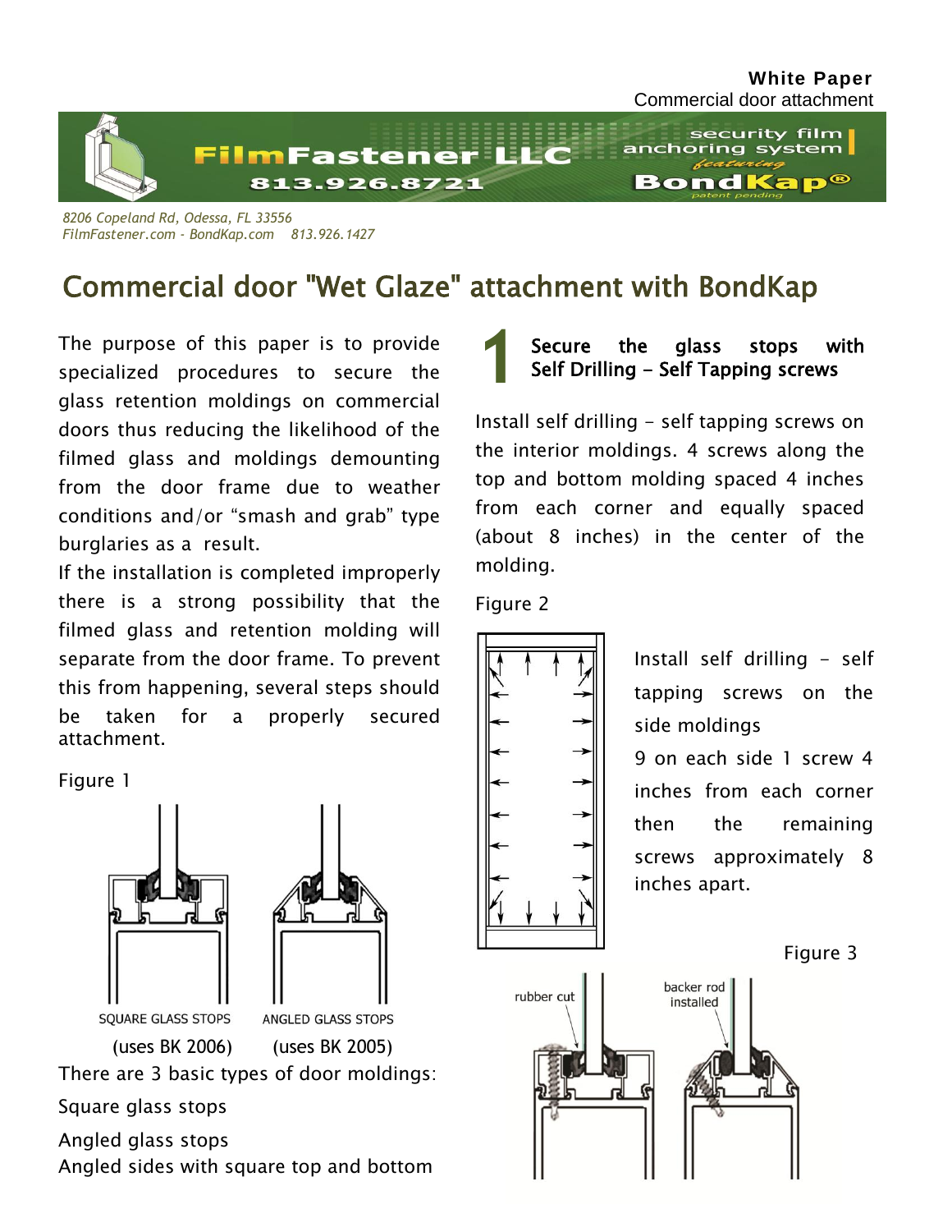**White Paper**
Commercial door attachment

FilmFastener LLC
813.926.8721
security film anchoring system featuring BondKap® patent pending

*8206 Copeland Rd, Odessa, FL 33556*
*FilmFastener.com - BondKap.com 813.926.1427*

# Commercial door "Wet Glaze" attachment with BondKap

The purpose of this paper is to provide specialized procedures to secure the glass retention moldings on commercial doors thus reducing the likelihood of the filmed glass and moldings demounting from the door frame due to weather conditions and/or "smash and grab" type burglaries as a result.

If the installation is completed improperly there is a strong possibility that the filmed glass and retention molding will separate from the door frame. To prevent this from happening, several steps should be taken for a properly secured attachment.

Figure 1

SQUARE GLASS STOPS (uses BK 2006)

ANGLED GLASS STOPS (uses BK 2005)

There are 3 basic types of door moldings:

Square glass stops

Angled glass stops

Angled sides with square top and bottom

## 1 Secure the glass stops with Self Drilling – Self Tapping screws

Install self drilling – self tapping screws on the interior moldings. 4 screws along the top and bottom molding spaced 4 inches from each corner and equally spaced (about 8 inches) in the center of the molding.

Figure 2

Install self drilling – self tapping screws on the side moldings

9 on each side 1 screw 4 inches from each corner then the remaining screws approximately 8 inches apart.

Figure 3

rubber cut

backer rod installed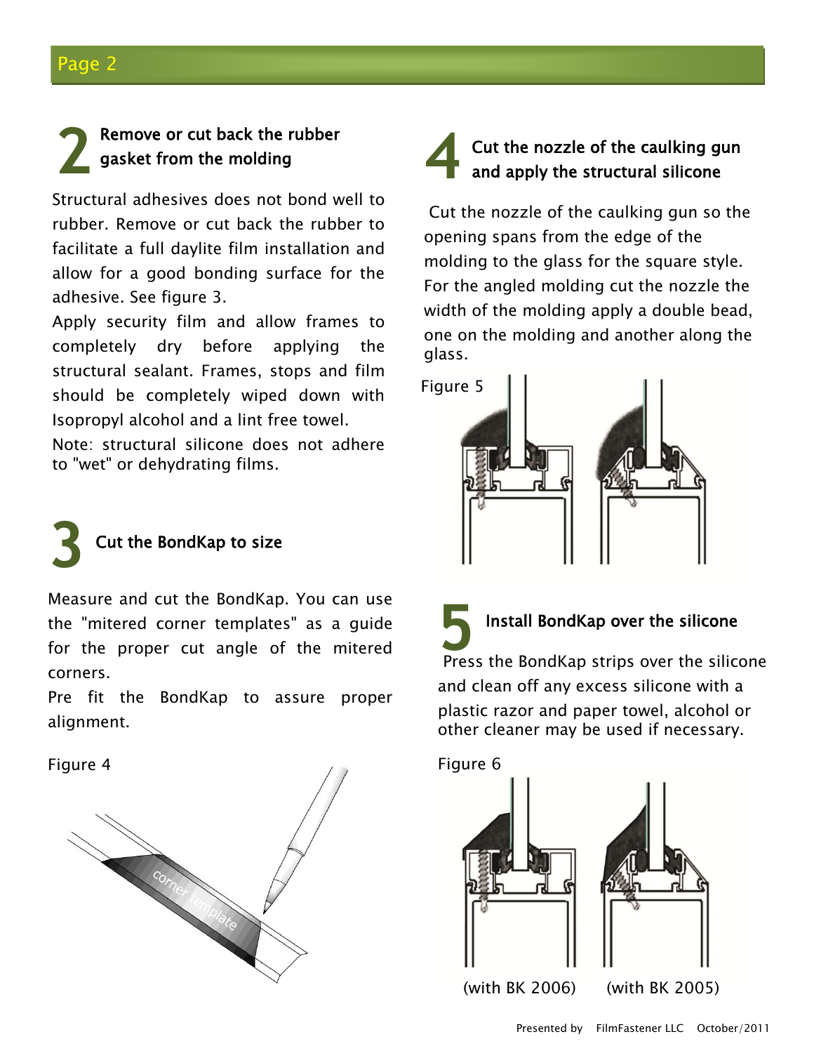## 2 Remove or cut back the rubber gasket from the molding

Structural adhesives does not bond well to rubber. Remove or cut back the rubber to facilitate a full daylite film installation and allow for a good bonding surface for the adhesive. See figure 3.

Apply security film and allow frames to completely dry before applying the structural sealant. Frames, stops and film should be completely wiped down with Isopropyl alcohol and a lint free towel.

Note: structural silicone does not adhere to "wet" or dehydrating films.

## 3 Cut the BondKap to size

Measure and cut the BondKap. You can use the "mitered corner templates" as a guide for the proper cut angle of the mitered corners.

Pre fit the BondKap to assure proper alignment.

Figure 4

corner template

## 4 Cut the nozzle of the caulking gun and apply the structural silicone

Cut the nozzle of the caulking gun so the opening spans from the edge of the molding to the glass for the square style. For the angled molding cut the nozzle the width of the molding apply a double bead, one on the molding and another along the glass.

Figure 5

## 5 Install BondKap over the silicone

Press the BondKap strips over the silicone and clean off any excess silicone with a plastic razor and paper towel, alcohol or other cleaner may be used if necessary.

Figure 6

(with BK 2006) (with BK 2005)

Presented by FilmFastener LLC October/2011